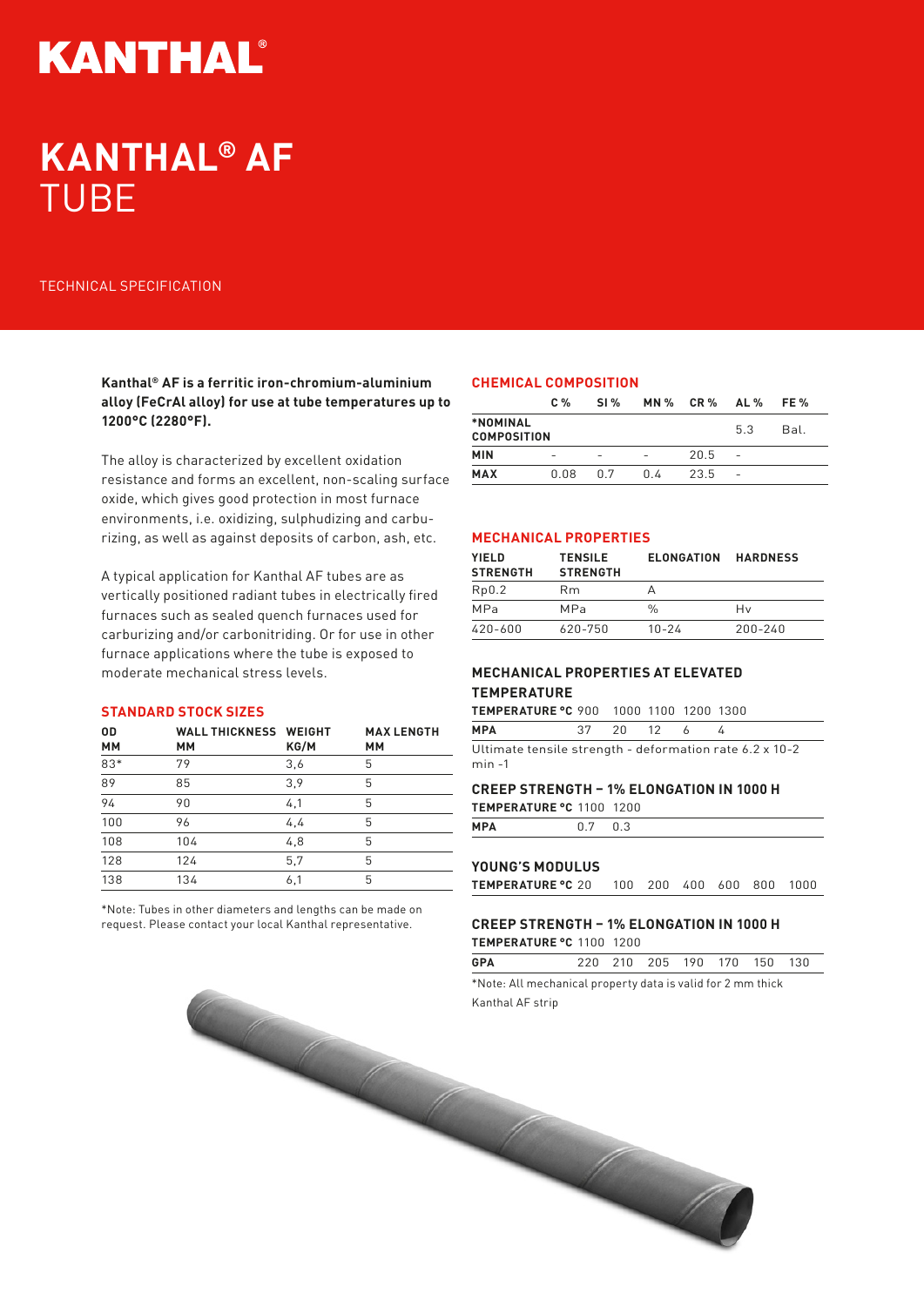# KANTHAL® AF TUBE

TECHNICAL SPECIFICATION

**Kanthal® AF is a ferritic iron-chromium-aluminium alloy (FeCrAl alloy) for use at tube temperatures up to 1200°C (2280°F).**

The alloy is characterized by excellent oxidation resistance and forms an excellent, non-scaling surface oxide, which gives good protection in most furnace environments, i.e. oxidizing, sulphudizing and carburizing, as well as against deposits of carbon, ash, etc.

A typical application for Kanthal AF tubes are as vertically positioned radiant tubes in electrically fired furnaces such as sealed quench furnaces used for carburizing and/or carbonitriding. Or for use in other furnace applications where the tube is exposed to moderate mechanical stress levels.

## STANDARD STOCK SIZES

| OD MM | WALL THICKNESS MM | WEIGHT KG/M | MAX LENGTH MM |
|---|---|---|---|
| 83* | 79 | 3,6 | 5 |
| 89 | 85 | 3,9 | 5 |
| 94 | 90 | 4,1 | 5 |
| 100 | 96 | 4,4 | 5 |
| 108 | 104 | 4,8 | 5 |
| 128 | 124 | 5,7 | 5 |
| 138 | 134 | 6,1 | 5 |

*Note: Tubes in other diameters and lengths can be made on request. Please contact your local Kanthal representative.

## CHEMICAL COMPOSITION

| | C % | SI % | MN % | CR % | AL % | FE % |
|---|---|---|---|---|---|---|
| *NOMINAL COMPOSITION | | | | | 5.3 | Bal. |
| MIN | - | - | - | 20.5 | - | |
| MAX | 0.08 | 0.7 | 0.4 | 23.5 | - | |

## MECHANICAL PROPERTIES

| YIELD STRENGTH | TENSILE STRENGTH | ELONGATION | HARDNESS |
|---|---|---|---|
| Rp0.2 | Rm | A | |
| MPa | MPa | % | Hv |
| 420-600 | 620-750 | 10-24 | 200-240 |

## MECHANICAL PROPERTIES AT ELEVATED TEMPERATURE

| TEMPERATURE °C | 900 | 1000 | 1100 | 1200 | 1300 |
|---|---|---|---|---|---|
| MPA | 37 | 20 | 12 | 6 | 4 |

Ultimate tensile strength - deformation rate 6.2 x 10-2 min -1

## CREEP STRENGTH – 1% ELONGATION IN 1000 H

| TEMPERATURE °C | 1100 | 1200 |
|---|---|---|
| MPA | 0.7 | 0.3 |

## YOUNG'S MODULUS

| TEMPERATURE °C | 20 | 100 | 200 | 400 | 600 | 800 | 1000 |
|---|---|---|---|---|---|---|---|
| GPA | 220 | 210 | 205 | 190 | 170 | 150 | 130 |

## CREEP STRENGTH – 1% ELONGATION IN 1000 H

TEMPERATURE °C 1100 1200

*Note: All mechanical property data is valid for 2 mm thick Kanthal AF strip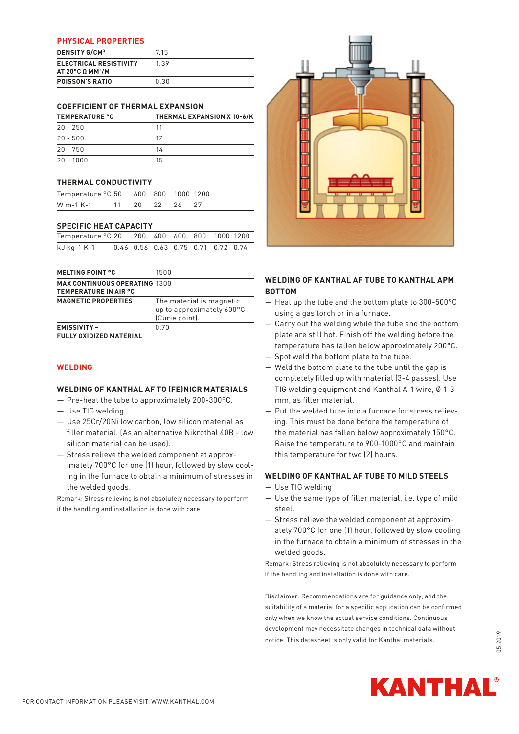## PHYSICAL PROPERTIES

| | |
|---|---|
| **DENSITY G/CM³** | 7.15 |
| **ELECTRICAL RESISTIVITY AT 20°C Ω MM²/M** | 1.39 |
| **POISSON'S RATIO** | 0.30 |

### COEFFICIENT OF THERMAL EXPANSION

| TEMPERATURE °C | THERMAL EXPANSION X 10-6/K |
|---|---|
| 20 - 250 | 11 |
| 20 - 500 | 12 |
| 20 - 750 | 14 |
| 20 - 1000 | 15 |

### THERMAL CONDUCTIVITY

| Temperature °C | 50 | 600 | 800 | 1000 | 1200 |
|---|---|---|---|---|---|
| W m-1 K-1 | 11 | 20 | 22 | 26 | 27 |

### SPECIFIC HEAT CAPACITY

| Temperature °C | 20 | 200 | 400 | 600 | 800 | 1000 | 1200 |
|---|---|---|---|---|---|---|---|
| kJ kg-1 K-1 | 0.46 | 0.56 | 0.63 | 0.75 | 0.71 | 0.72 | 0.74 |

| | |
|---|---|
| **MELTING POINT °C** | 1500 |
| **MAX CONTINUOUS OPERATING TEMPERATURE IN AIR °C** | 1300 |
| **MAGNETIC PROPERTIES** | The material is magnetic up to approximately 600°C (Curie point). |
| **EMISSIVITY – FULLY OXIDIZED MATERIAL** | 0.70 |

## WELDING

### WELDING OF KANTHAL AF TO (FE)NICR MATERIALS

- Pre-heat the tube to approximately 200-300°C.
- Use TIG welding.
- Use 25Cr/20Ni low carbon, low silicon material as filler material. (As an alternative Nikrothal 40B - low silicon material can be used).
- Stress relieve the welded component at approximately 700°C for one (1) hour, followed by slow cooling in the furnace to obtain a minimum of stresses in the welded goods.

Remark: Stress relieving is not absolutely necessary to perform if the handling and installation is done with care.

### WELDING OF KANTHAL AF TUBE TO KANTHAL APM BOTTOM

- Heat up the tube and the bottom plate to 300-500°C using a gas torch or in a furnace.
- Carry out the welding while the tube and the bottom plate are still hot. Finish off the welding before the temperature has fallen below approximately 200°C.
- Spot weld the bottom plate to the tube.
- Weld the bottom plate to the tube until the gap is completely filled up with material (3-4 passes). Use TIG welding equipment and Kanthal A-1 wire, Ø 1-3 mm, as filler material.
- Put the welded tube into a furnace for stress relieving. This must be done before the temperature of the material has fallen below approximately 150°C. Raise the temperature to 900-1000°C and maintain this temperature for two (2) hours.

### WELDING OF KANTHAL AF TUBE TO MILD STEELS

- Use TIG welding
- Use the same type of filler material, i.e. type of mild steel.
- Stress relieve the welded component at approximately 700°C for one (1) hour, followed by slow cooling in the furnace to obtain a minimum of stresses in the welded goods.

Remark: Stress relieving is not absolutely necessary to perform if the handling and installation is done with care.

Disclaimer: Recommendations are for guidance only, and the suitability of a material for a specific application can be confirmed only when we know the actual service conditions. Continuous development may necessitate changes in technical data without notice. This datasheet is only valid for Kanthal materials.

05.2019

KANTHAL®

FOR CONTACT INFORMATION PLEASE VISIT: WWW.KANTHAL.COM